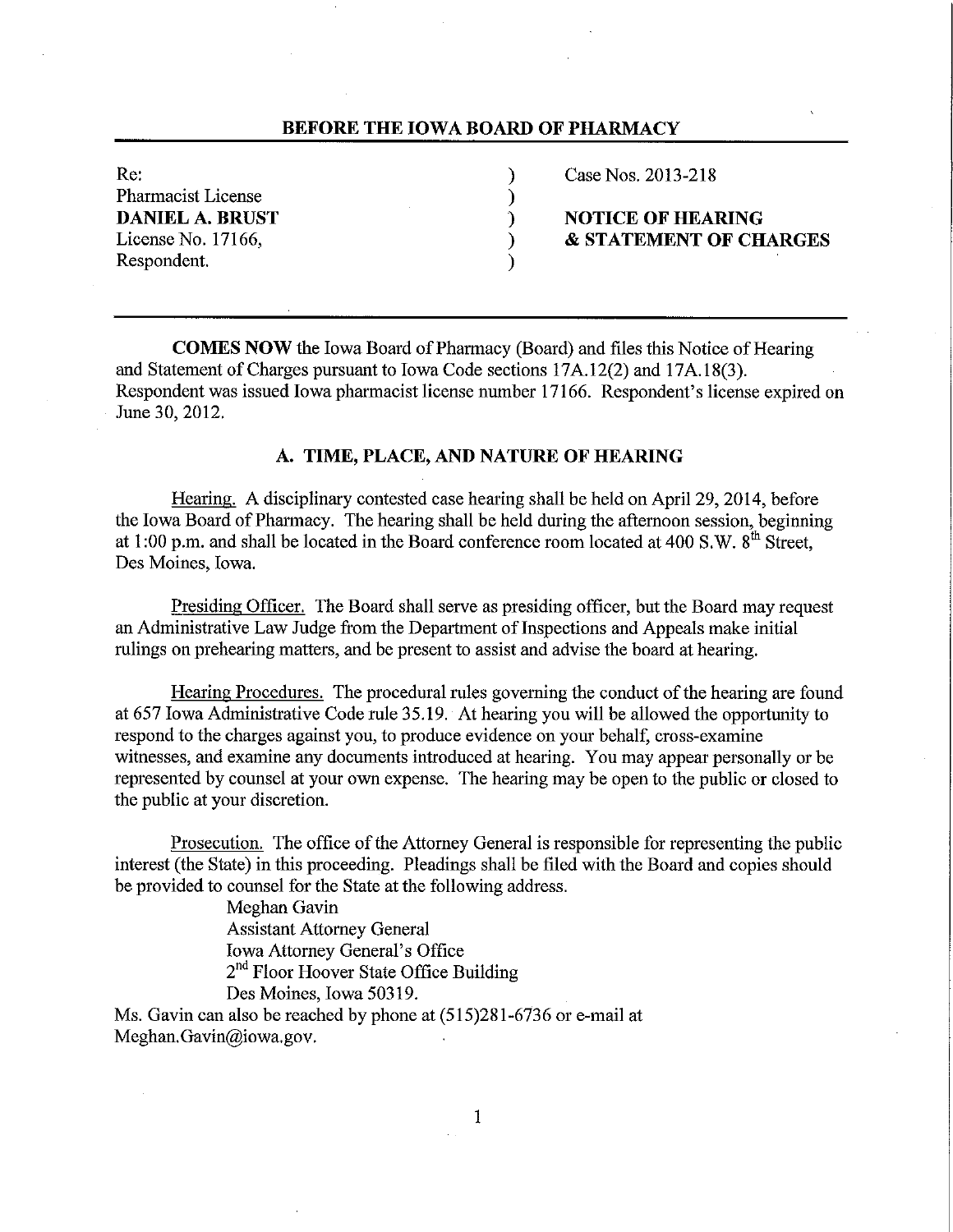## BEFORE THE IOWA BOARD OF PHARMACY

| | | |
|---|---|---|
| Re: | ) | Case Nos. 2013-218 |
| Pharmacist License | ) | |
| **DANIEL A. BRUST** | ) | **NOTICE OF HEARING** |
| License No. 17166, | ) | **& STATEMENT OF CHARGES** |
| Respondent. | ) | |

**COMES NOW** the Iowa Board of Pharmacy (Board) and files this Notice of Hearing and Statement of Charges pursuant to Iowa Code sections 17A.12(2) and 17A.18(3). Respondent was issued Iowa pharmacist license number 17166. Respondent's license expired on June 30, 2012.

### A. TIME, PLACE, AND NATURE OF HEARING

Hearing. A disciplinary contested case hearing shall be held on April 29, 2014, before the Iowa Board of Pharmacy. The hearing shall be held during the afternoon session, beginning at 1:00 p.m. and shall be located in the Board conference room located at 400 S.W. 8th Street, Des Moines, Iowa.

Presiding Officer. The Board shall serve as presiding officer, but the Board may request an Administrative Law Judge from the Department of Inspections and Appeals make initial rulings on prehearing matters, and be present to assist and advise the board at hearing.

Hearing Procedures. The procedural rules governing the conduct of the hearing are found at 657 Iowa Administrative Code rule 35.19. At hearing you will be allowed the opportunity to respond to the charges against you, to produce evidence on your behalf, cross-examine witnesses, and examine any documents introduced at hearing. You may appear personally or be represented by counsel at your own expense. The hearing may be open to the public or closed to the public at your discretion.

Prosecution. The office of the Attorney General is responsible for representing the public interest (the State) in this proceeding. Pleadings shall be filed with the Board and copies should be provided to counsel for the State at the following address.

Meghan Gavin
Assistant Attorney General
Iowa Attorney General's Office
2nd Floor Hoover State Office Building
Des Moines, Iowa 50319.

Ms. Gavin can also be reached by phone at (515)281-6736 or e-mail at Meghan.Gavin@iowa.gov.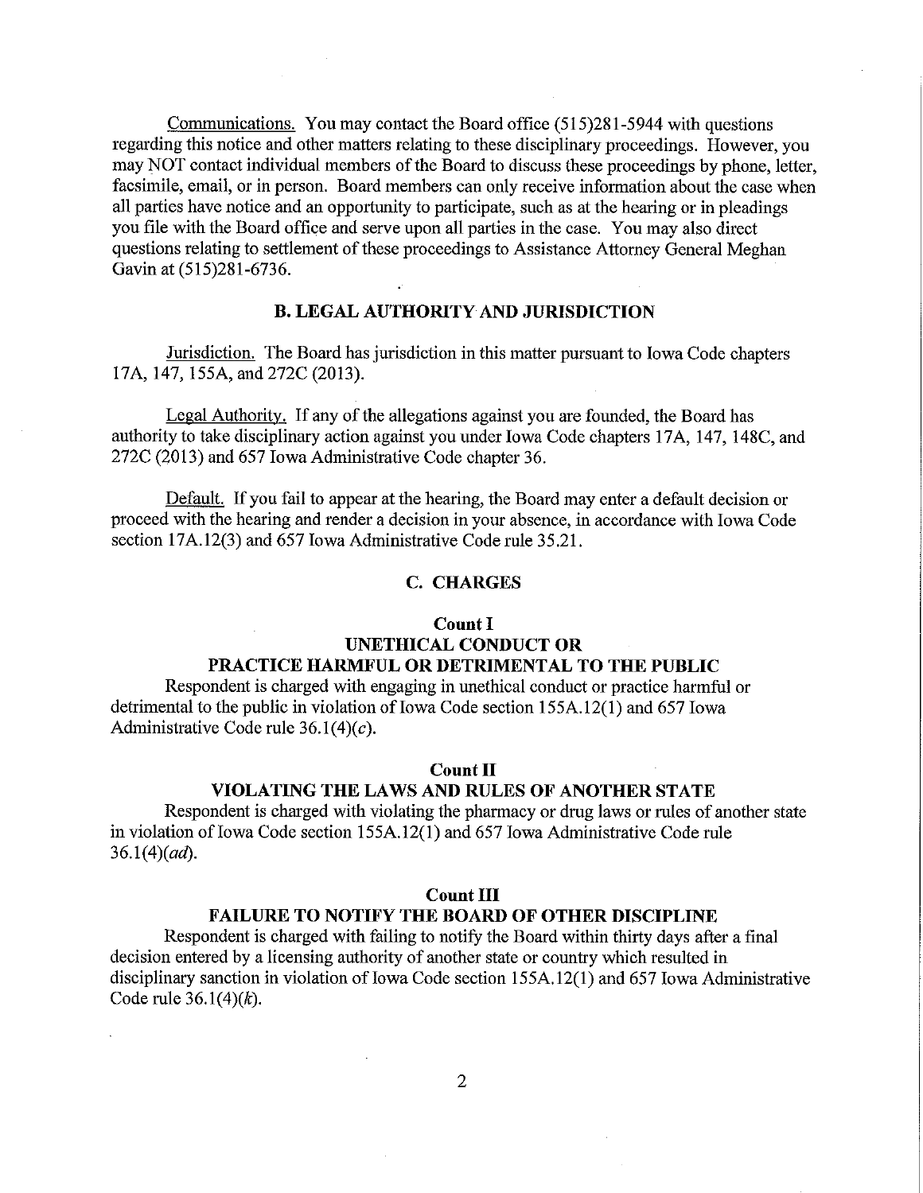Communications. You may contact the Board office (515)281-5944 with questions regarding this notice and other matters relating to these disciplinary proceedings. However, you may NOT contact individual members of the Board to discuss these proceedings by phone, letter, facsimile, email, or in person. Board members can only receive information about the case when all parties have notice and an opportunity to participate, such as at the hearing or in pleadings you file with the Board office and serve upon all parties in the case. You may also direct questions relating to settlement of these proceedings to Assistance Attorney General Meghan Gavin at (515)281-6736.

## B. LEGAL AUTHORITY AND JURISDICTION

Jurisdiction. The Board has jurisdiction in this matter pursuant to Iowa Code chapters 17A, 147, 155A, and 272C (2013).

Legal Authority. If any of the allegations against you are founded, the Board has authority to take disciplinary action against you under Iowa Code chapters 17A, 147, 148C, and 272C (2013) and 657 Iowa Administrative Code chapter 36.

Default. If you fail to appear at the hearing, the Board may enter a default decision or proceed with the hearing and render a decision in your absence, in accordance with Iowa Code section 17A.12(3) and 657 Iowa Administrative Code rule 35.21.

## C. CHARGES

### Count I
### UNETHICAL CONDUCT OR PRACTICE HARMFUL OR DETRIMENTAL TO THE PUBLIC

Respondent is charged with engaging in unethical conduct or practice harmful or detrimental to the public in violation of Iowa Code section 155A.12(1) and 657 Iowa Administrative Code rule 36.1(4)(*c*).

### Count II
### VIOLATING THE LAWS AND RULES OF ANOTHER STATE

Respondent is charged with violating the pharmacy or drug laws or rules of another state in violation of Iowa Code section 155A.12(1) and 657 Iowa Administrative Code rule 36.1(4)(*ad*).

### Count III
### FAILURE TO NOTIFY THE BOARD OF OTHER DISCIPLINE

Respondent is charged with failing to notify the Board within thirty days after a final decision entered by a licensing authority of another state or country which resulted in disciplinary sanction in violation of Iowa Code section 155A.12(1) and 657 Iowa Administrative Code rule 36.1(4)(*k*).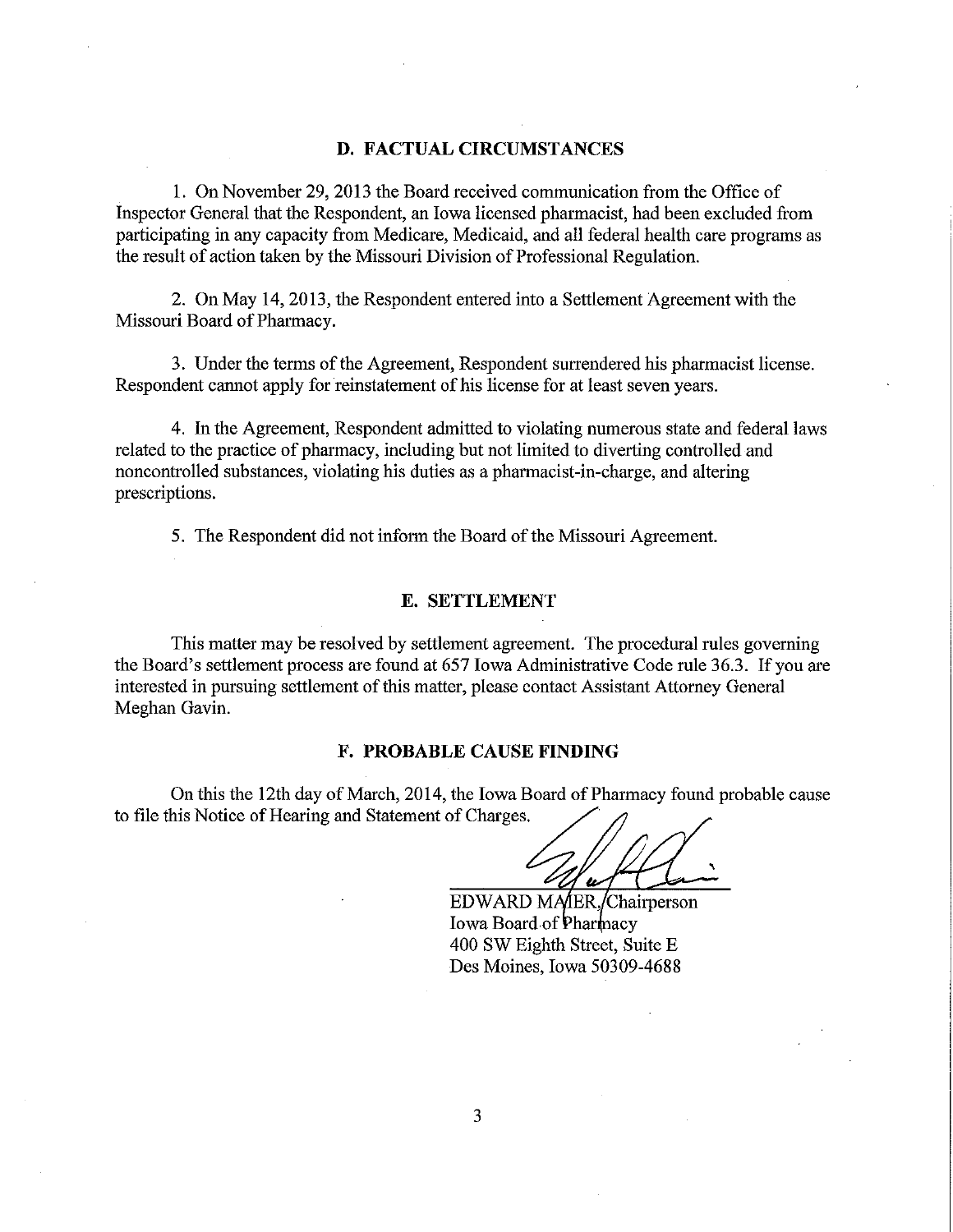## D. FACTUAL CIRCUMSTANCES

1. On November 29, 2013 the Board received communication from the Office of Inspector General that the Respondent, an Iowa licensed pharmacist, had been excluded from participating in any capacity from Medicare, Medicaid, and all federal health care programs as the result of action taken by the Missouri Division of Professional Regulation.

2. On May 14, 2013, the Respondent entered into a Settlement Agreement with the Missouri Board of Pharmacy.

3. Under the terms of the Agreement, Respondent surrendered his pharmacist license. Respondent cannot apply for reinstatement of his license for at least seven years.

4. In the Agreement, Respondent admitted to violating numerous state and federal laws related to the practice of pharmacy, including but not limited to diverting controlled and noncontrolled substances, violating his duties as a pharmacist-in-charge, and altering prescriptions.

5. The Respondent did not inform the Board of the Missouri Agreement.

## E. SETTLEMENT

This matter may be resolved by settlement agreement. The procedural rules governing the Board's settlement process are found at 657 Iowa Administrative Code rule 36.3. If you are interested in pursuing settlement of this matter, please contact Assistant Attorney General Meghan Gavin.

## F. PROBABLE CAUSE FINDING

On this the 12th day of March, 2014, the Iowa Board of Pharmacy found probable cause to file this Notice of Hearing and Statement of Charges.

EDWARD MAIER, Chairperson
Iowa Board of Pharmacy
400 SW Eighth Street, Suite E
Des Moines, Iowa 50309-4688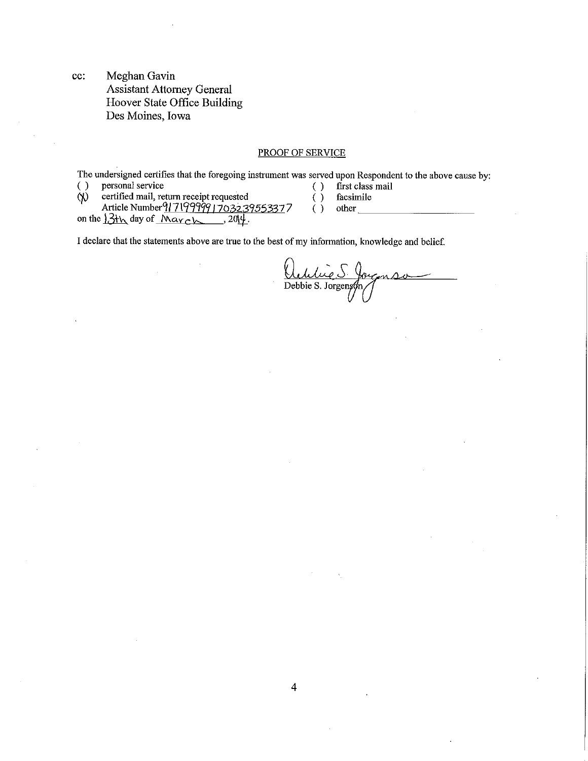cc: Meghan Gavin
Assistant Attorney General
Hoover State Office Building
Des Moines, Iowa

## PROOF OF SERVICE

The undersigned certifies that the foregoing instrument was served upon Respondent to the above cause by:

( ) personal service
(X) certified mail, return receipt requested
Article Number 9171999991703239553377
on the 13th day of March, 2014.

( ) first class mail
( ) facsimile
( ) other ______________________

I declare that the statements above are true to the best of my information, knowledge and belief.

Debbie S. Jorgenson
Debbie S. Jorgenson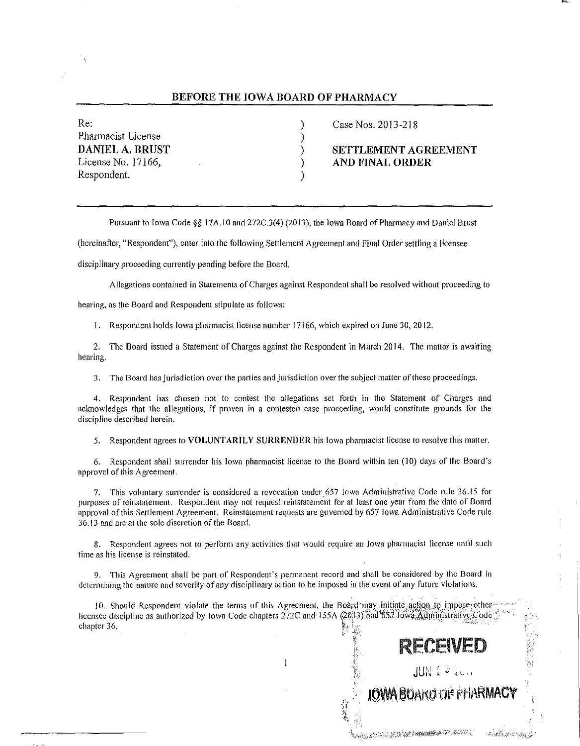## BEFORE THE IOWA BOARD OF PHARMACY

| | | |
|---|---|---|
| Re: | ) | Case Nos. 2013-218 |
| Pharmacist License | ) | |
| **DANIEL A. BRUST** | ) | **SETTLEMENT AGREEMENT** |
| License No. 17166, | ) | **AND FINAL ORDER** |
| Respondent. | ) | |

Pursuant to Iowa Code §§ 17A.10 and 272C.3(4) (2013), the Iowa Board of Pharmacy and Daniel Brust (hereinafter, "Respondent"), enter into the following Settlement Agreement and Final Order settling a licensee disciplinary proceeding currently pending before the Board.

Allegations contained in Statements of Charges against Respondent shall be resolved without proceeding to hearing, as the Board and Respondent stipulate as follows:

1. Respondent holds Iowa pharmacist license number 17166, which expired on June 30, 2012.

2. The Board issued a Statement of Charges against the Respondent in March 2014. The matter is awaiting hearing.

3. The Board has jurisdiction over the parties and jurisdiction over the subject matter of these proceedings.

4. Respondent has chosen not to contest the allegations set forth in the Statement of Charges and acknowledges that the allegations, if proven in a contested case proceeding, would constitute grounds for the discipline described herein.

5. Respondent agrees to **VOLUNTARILY SURRENDER** his Iowa pharmacist license to resolve this matter.

6. Respondent shall surrender his Iowa pharmacist license to the Board within ten (10) days of the Board's approval of this Agreement.

7. This voluntary surrender is considered a revocation under 657 Iowa Administrative Code rule 36.15 for purposes of reinstatement. Respondent may not request reinstatement for at least one year from the date of Board approval of this Settlement Agreement. Reinstatement requests are governed by 657 Iowa Administrative Code rule 36.13 and are at the sole discretion of the Board.

8. Respondent agrees not to perform any activities that would require an Iowa pharmacist license until such time as his license is reinstated.

9. This Agreement shall be part of Respondent's permanent record and shall be considered by the Board in determining the nature and severity of any disciplinary action to be imposed in the event of any future violations.

10. Should Respondent violate the terms of this Agreement, the Board may initiate action to impose other licensee discipline as authorized by Iowa Code chapters 272C and 155A (2013) and 657 Iowa Administrative Code chapter 36.

RECEIVED

JUN 1 ? 20..

IOWA BOARD OF PHARMACY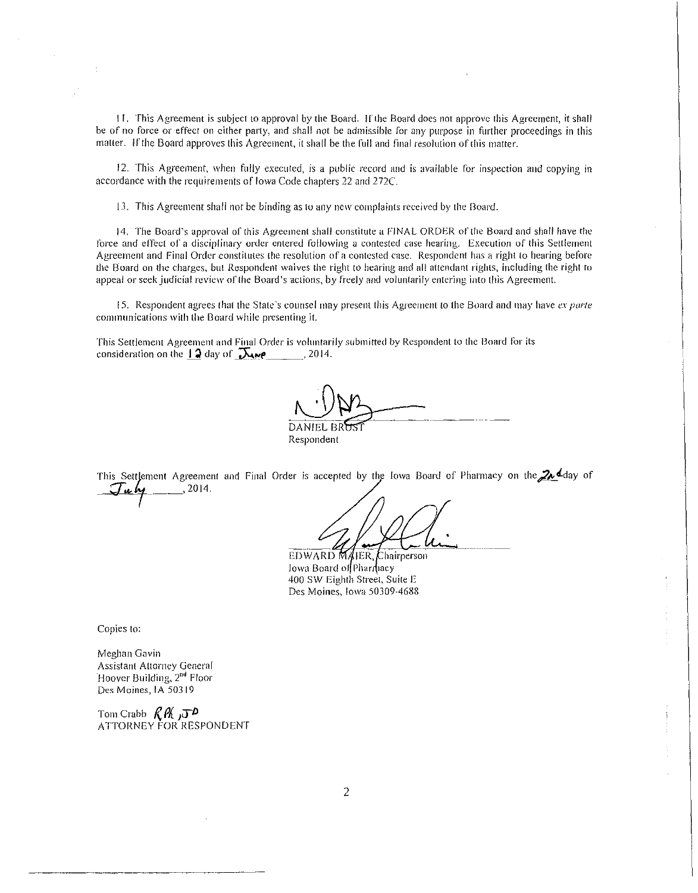11. This Agreement is subject to approval by the Board. If the Board does not approve this Agreement, it shall be of no force or effect on either party, and shall not be admissible for any purpose in further proceedings in this matter. If the Board approves this Agreement, it shall be the full and final resolution of this matter.

12. This Agreement, when fully executed, is a public record and is available for inspection and copying in accordance with the requirements of Iowa Code chapters 22 and 272C.

13. This Agreement shall not be binding as to any new complaints received by the Board.

14. The Board's approval of this Agreement shall constitute a FINAL ORDER of the Board and shall have the force and effect of a disciplinary order entered following a contested case hearing. Execution of this Settlement Agreement and Final Order constitutes the resolution of a contested case. Respondent has a right to hearing before the Board on the charges, but Respondent waives the right to hearing and all attendant rights, including the right to appeal or seek judicial review of the Board's actions, by freely and voluntarily entering into this Agreement.

15. Respondent agrees that the State's counsel may present this Agreement to the Board and may have *ex parte* communications with the Board while presenting it.

This Settlement Agreement and Final Order is voluntarily submitted by Respondent to the Board for its consideration on the 12 day of June, 2014.

DANIEL BRUST
Respondent

This Settlement Agreement and Final Order is accepted by the Iowa Board of Pharmacy on the 2nd day of July, 2014.

EDWARD MAIER, Chairperson
Iowa Board of Pharmacy
400 SW Eighth Street, Suite E
Des Moines, Iowa 50309-4688

Copies to:

Meghan Gavin
Assistant Attorney General
Hoover Building, 2nd Floor
Des Moines, IA 50319

Tom Crabb RPh, JD
ATTORNEY FOR RESPONDENT